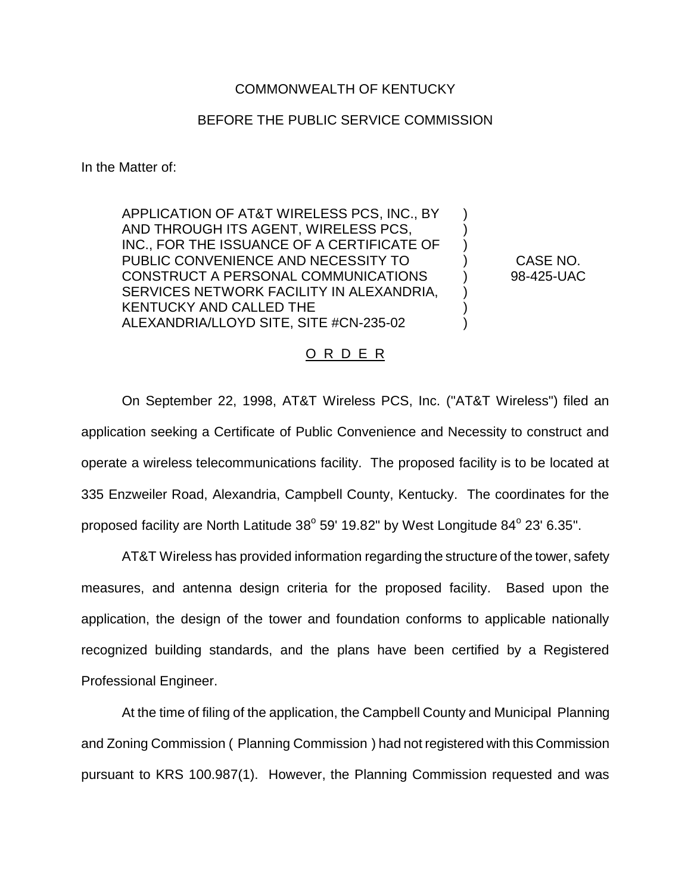COMMONWEALTH OF KENTUCKY

BEFORE THE PUBLIC SERVICE COMMISSION

In the Matter of:

| | | |
|---|---|---|
| APPLICATION OF AT&T WIRELESS PCS, INC., BY AND THROUGH ITS AGENT, WIRELESS PCS, INC., FOR THE ISSUANCE OF A CERTIFICATE OF PUBLIC CONVENIENCE AND NECESSITY TO CONSTRUCT A PERSONAL COMMUNICATIONS SERVICES NETWORK FACILITY IN ALEXANDRIA, KENTUCKY AND CALLED THE ALEXANDRIA/LLOYD SITE, SITE #CN-235-02 | ) | CASE NO. 98-425-UAC |

O R D E R

On September 22, 1998, AT&T Wireless PCS, Inc. ("AT&T Wireless") filed an application seeking a Certificate of Public Convenience and Necessity to construct and operate a wireless telecommunications facility. The proposed facility is to be located at 335 Enzweiler Road, Alexandria, Campbell County, Kentucky. The coordinates for the proposed facility are North Latitude 38° 59' 19.82" by West Longitude 84° 23' 6.35".

AT&T Wireless has provided information regarding the structure of the tower, safety measures, and antenna design criteria for the proposed facility. Based upon the application, the design of the tower and foundation conforms to applicable nationally recognized building standards, and the plans have been certified by a Registered Professional Engineer.

At the time of filing of the application, the Campbell County and Municipal Planning and Zoning Commission ( Planning Commission ) had not registered with this Commission pursuant to KRS 100.987(1). However, the Planning Commission requested and was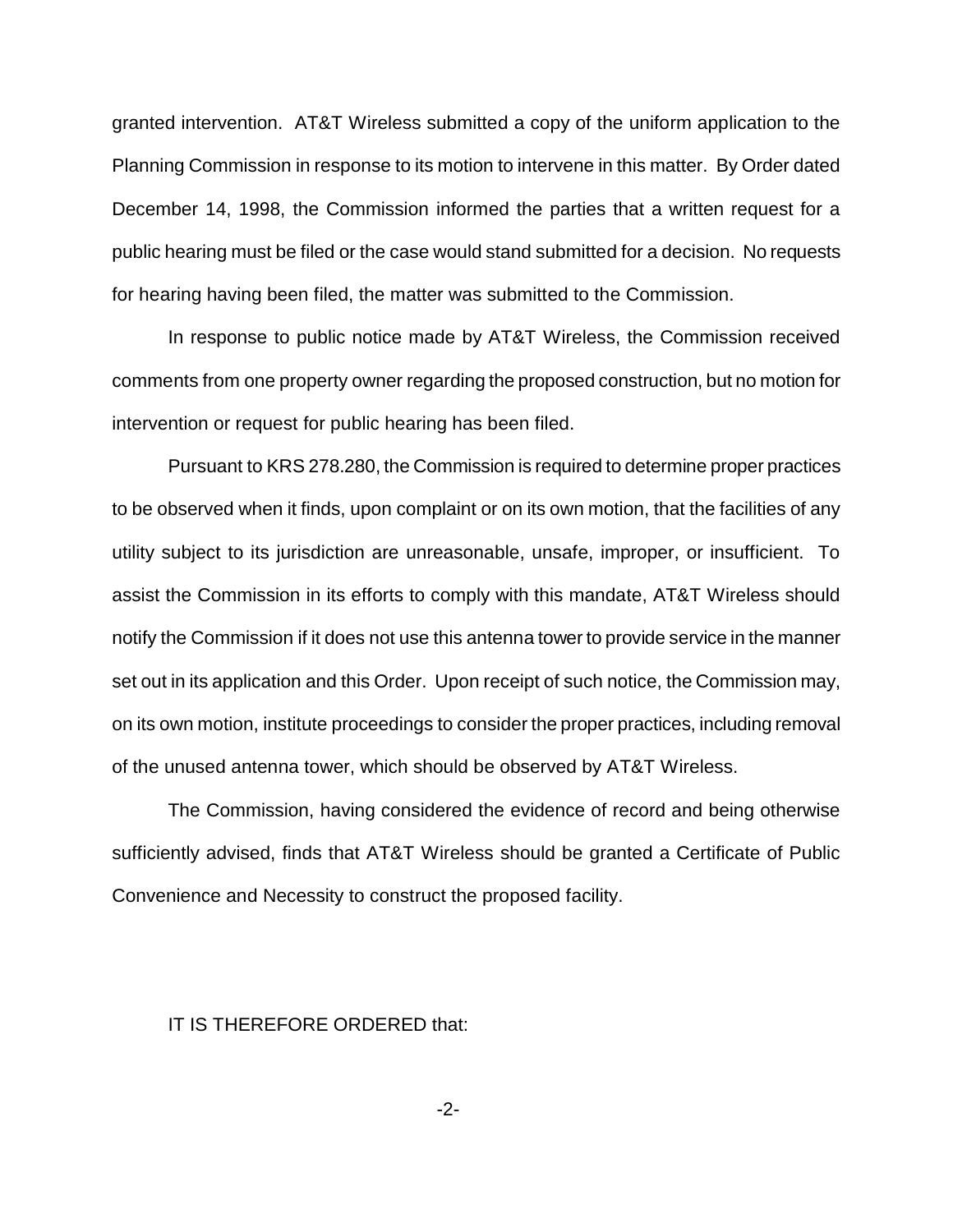granted intervention. AT&T Wireless submitted a copy of the uniform application to the Planning Commission in response to its motion to intervene in this matter. By Order dated December 14, 1998, the Commission informed the parties that a written request for a public hearing must be filed or the case would stand submitted for a decision. No requests for hearing having been filed, the matter was submitted to the Commission.

In response to public notice made by AT&T Wireless, the Commission received comments from one property owner regarding the proposed construction, but no motion for intervention or request for public hearing has been filed.

Pursuant to KRS 278.280, the Commission is required to determine proper practices to be observed when it finds, upon complaint or on its own motion, that the facilities of any utility subject to its jurisdiction are unreasonable, unsafe, improper, or insufficient. To assist the Commission in its efforts to comply with this mandate, AT&T Wireless should notify the Commission if it does not use this antenna tower to provide service in the manner set out in its application and this Order. Upon receipt of such notice, the Commission may, on its own motion, institute proceedings to consider the proper practices, including removal of the unused antenna tower, which should be observed by AT&T Wireless.

The Commission, having considered the evidence of record and being otherwise sufficiently advised, finds that AT&T Wireless should be granted a Certificate of Public Convenience and Necessity to construct the proposed facility.

IT IS THEREFORE ORDERED that: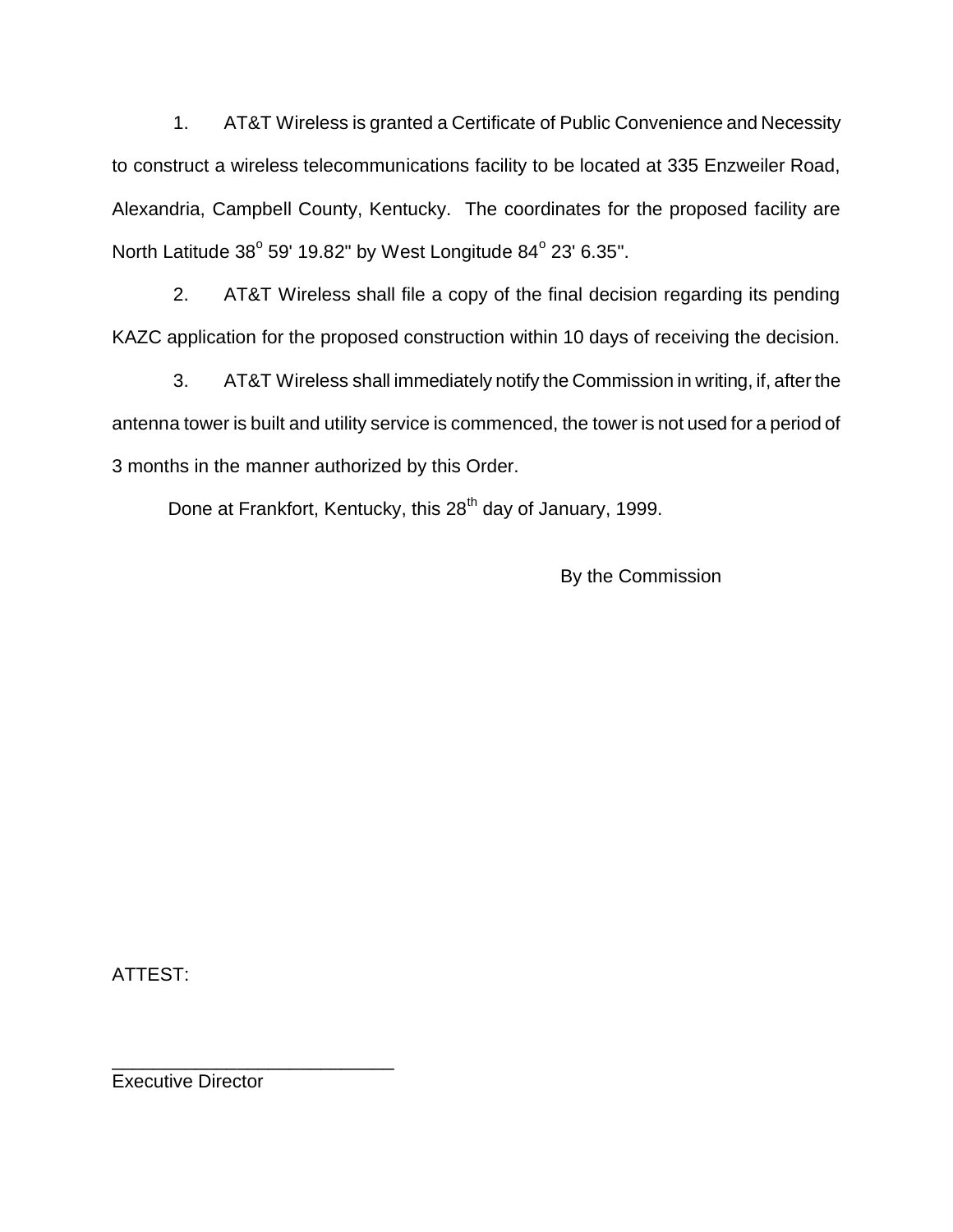1. AT&T Wireless is granted a Certificate of Public Convenience and Necessity to construct a wireless telecommunications facility to be located at 335 Enzweiler Road, Alexandria, Campbell County, Kentucky. The coordinates for the proposed facility are North Latitude 38° 59' 19.82" by West Longitude 84° 23' 6.35".

2. AT&T Wireless shall file a copy of the final decision regarding its pending KAZC application for the proposed construction within 10 days of receiving the decision.

3. AT&T Wireless shall immediately notify the Commission in writing, if, after the antenna tower is built and utility service is commenced, the tower is not used for a period of 3 months in the manner authorized by this Order.

Done at Frankfort, Kentucky, this 28th day of January, 1999.

By the Commission

ATTEST:

___________________________
Executive Director